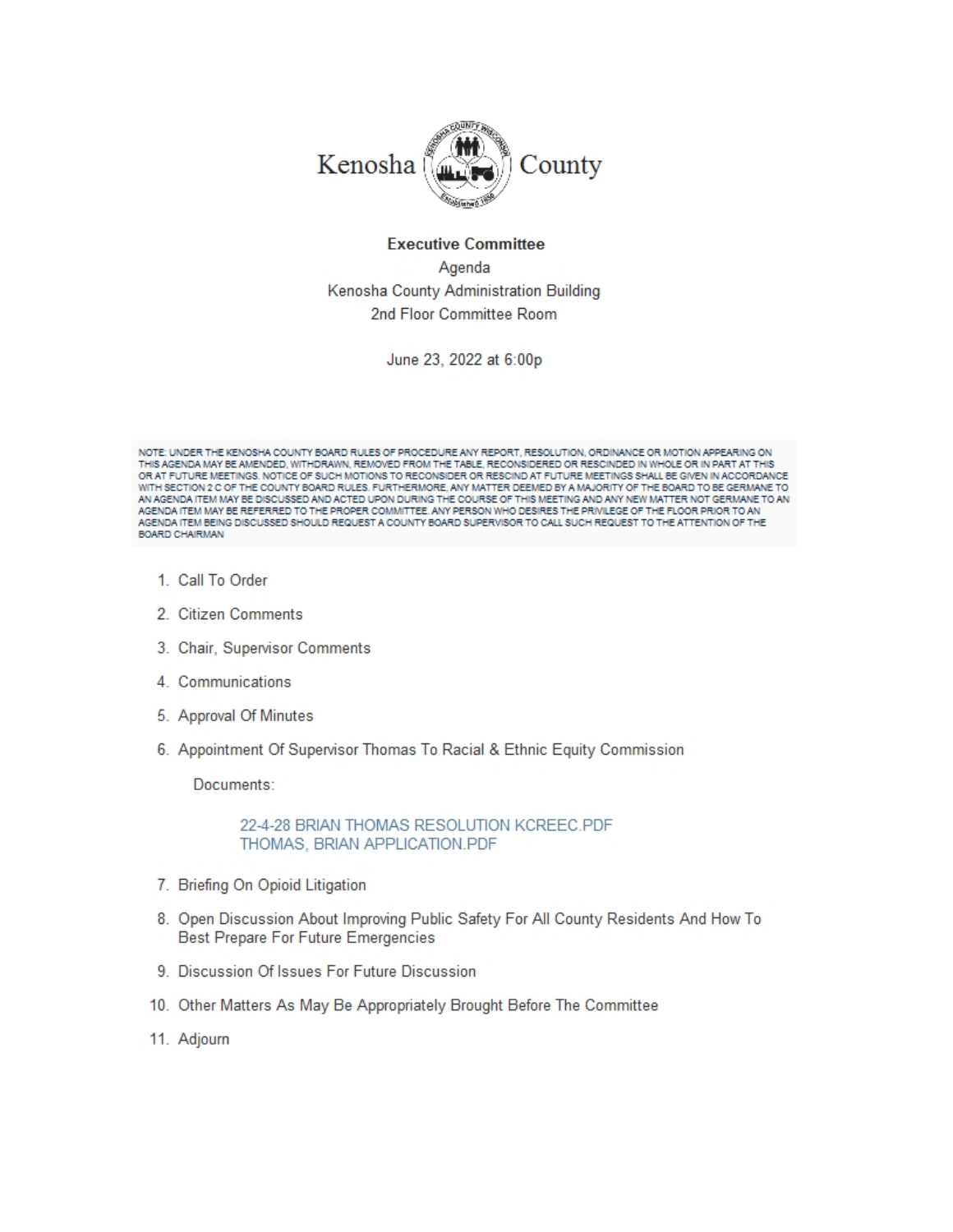# Kenosha County

**Executive Committee**

Agenda

Kenosha County Administration Building

2nd Floor Committee Room

June 23, 2022 at 6:00p

NOTE: UNDER THE KENOSHA COUNTY BOARD RULES OF PROCEDURE ANY REPORT, RESOLUTION, ORDINANCE OR MOTION APPEARING ON THIS AGENDA MAY BE AMENDED, WITHDRAWN, REMOVED FROM THE TABLE, RECONSIDERED OR RESCINDED IN WHOLE OR IN PART AT THIS OR AT FUTURE MEETINGS. NOTICE OF SUCH MOTIONS TO RECONSIDER OR RESCIND AT FUTURE MEETINGS SHALL BE GIVEN IN ACCORDANCE WITH SECTION 2 C OF THE COUNTY BOARD RULES. FURTHERMORE, ANY MATTER DEEMED BY A MAJORITY OF THE BOARD TO BE GERMANE TO AN AGENDA ITEM MAY BE DISCUSSED AND ACTED UPON DURING THE COURSE OF THIS MEETING AND ANY NEW MATTER NOT GERMANE TO AN AGENDA ITEM MAY BE REFERRED TO THE PROPER COMMITTEE. ANY PERSON WHO DESIRES THE PRIVILEGE OF THE FLOOR PRIOR TO AN AGENDA ITEM BEING DISCUSSED SHOULD REQUEST A COUNTY BOARD SUPERVISOR TO CALL SUCH REQUEST TO THE ATTENTION OF THE BOARD CHAIRMAN

1. Call To Order
2. Citizen Comments
3. Chair, Supervisor Comments
4. Communications
5. Approval Of Minutes
6. Appointment Of Supervisor Thomas To Racial & Ethnic Equity Commission

   Documents:

   22-4-28 BRIAN THOMAS RESOLUTION KCREEC.PDF
   THOMAS, BRIAN APPLICATION.PDF

7. Briefing On Opioid Litigation
8. Open Discussion About Improving Public Safety For All County Residents And How To Best Prepare For Future Emergencies
9. Discussion Of Issues For Future Discussion
10. Other Matters As May Be Appropriately Brought Before The Committee
11. Adjourn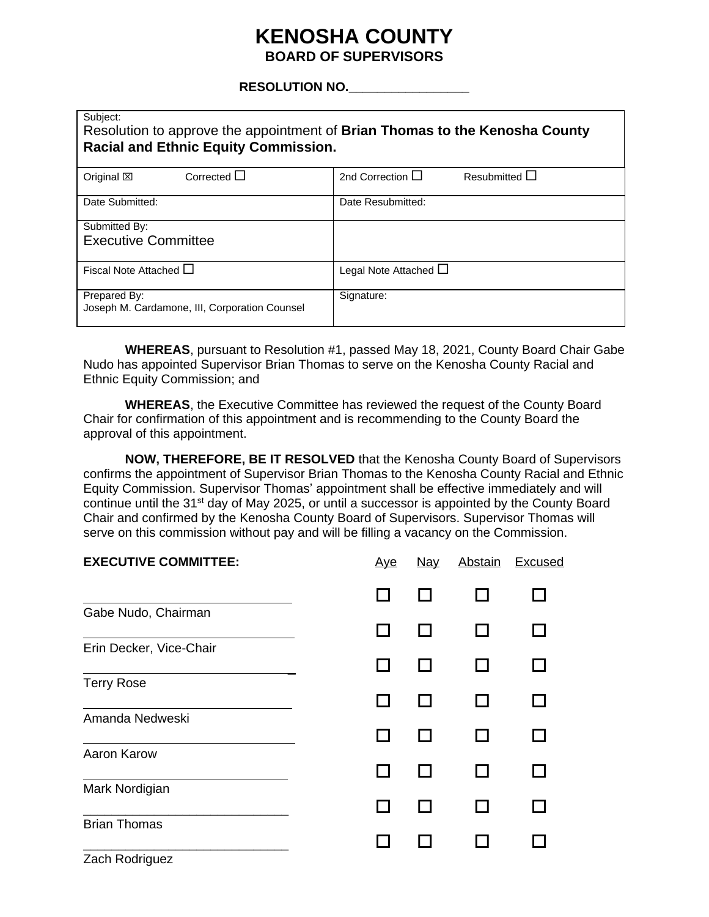# KENOSHA COUNTY

## BOARD OF SUPERVISORS

**RESOLUTION NO.\_\_\_\_\_\_\_\_\_\_\_\_\_\_\_\_\_**

| Subject: Resolution to approve the appointment of **Brian Thomas to the Kenosha County Racial and Ethnic Equity Commission.** | |
|---|---|
| Original ☒ Corrected ☐ | 2nd Correction ☐ Resubmitted ☐ |
| Date Submitted: | Date Resubmitted: |
| Submitted By: Executive Committee | |
| Fiscal Note Attached ☐ | Legal Note Attached ☐ |
| Prepared By: Joseph M. Cardamone, III, Corporation Counsel | Signature: |

**WHEREAS**, pursuant to Resolution #1, passed May 18, 2021, County Board Chair Gabe Nudo has appointed Supervisor Brian Thomas to serve on the Kenosha County Racial and Ethnic Equity Commission; and

**WHEREAS**, the Executive Committee has reviewed the request of the County Board Chair for confirmation of this appointment and is recommending to the County Board the approval of this appointment.

**NOW, THEREFORE, BE IT RESOLVED** that the Kenosha County Board of Supervisors confirms the appointment of Supervisor Brian Thomas to the Kenosha County Racial and Ethnic Equity Commission. Supervisor Thomas' appointment shall be effective immediately and will continue until the 31st day of May 2025, or until a successor is appointed by the County Board Chair and confirmed by the Kenosha County Board of Supervisors. Supervisor Thomas will serve on this commission without pay and will be filling a vacancy on the Commission.

| **EXECUTIVE COMMITTEE:** | Aye | Nay | Abstain | Excused |
|---|---|---|---|---|
| \_\_\_\_\_\_\_\_\_\_\_\_\_\_\_\_\_\_\_\_\_\_\_\_\_\_\_\_ Gabe Nudo, Chairman | ☐ | ☐ | ☐ | ☐ |
| \_\_\_\_\_\_\_\_\_\_\_\_\_\_\_\_\_\_\_\_\_\_\_\_\_\_\_\_ Erin Decker, Vice-Chair | ☐ | ☐ | ☐ | ☐ |
| \_\_\_\_\_\_\_\_\_\_\_\_\_\_\_\_\_\_\_\_\_\_\_\_\_\_\_\_ Terry Rose | ☐ | ☐ | ☐ | ☐ |
| \_\_\_\_\_\_\_\_\_\_\_\_\_\_\_\_\_\_\_\_\_\_\_\_\_\_\_\_ Amanda Nedweski | ☐ | ☐ | ☐ | ☐ |
| \_\_\_\_\_\_\_\_\_\_\_\_\_\_\_\_\_\_\_\_\_\_\_\_\_\_\_\_ Aaron Karow | ☐ | ☐ | ☐ | ☐ |
| \_\_\_\_\_\_\_\_\_\_\_\_\_\_\_\_\_\_\_\_\_\_\_\_\_\_\_\_ Mark Nordigian | ☐ | ☐ | ☐ | ☐ |
| \_\_\_\_\_\_\_\_\_\_\_\_\_\_\_\_\_\_\_\_\_\_\_\_\_\_\_\_ Brian Thomas | ☐ | ☐ | ☐ | ☐ |
| \_\_\_\_\_\_\_\_\_\_\_\_\_\_\_\_\_\_\_\_\_\_\_\_\_\_\_\_ Zach Rodriguez | ☐ | ☐ | ☐ | ☐ |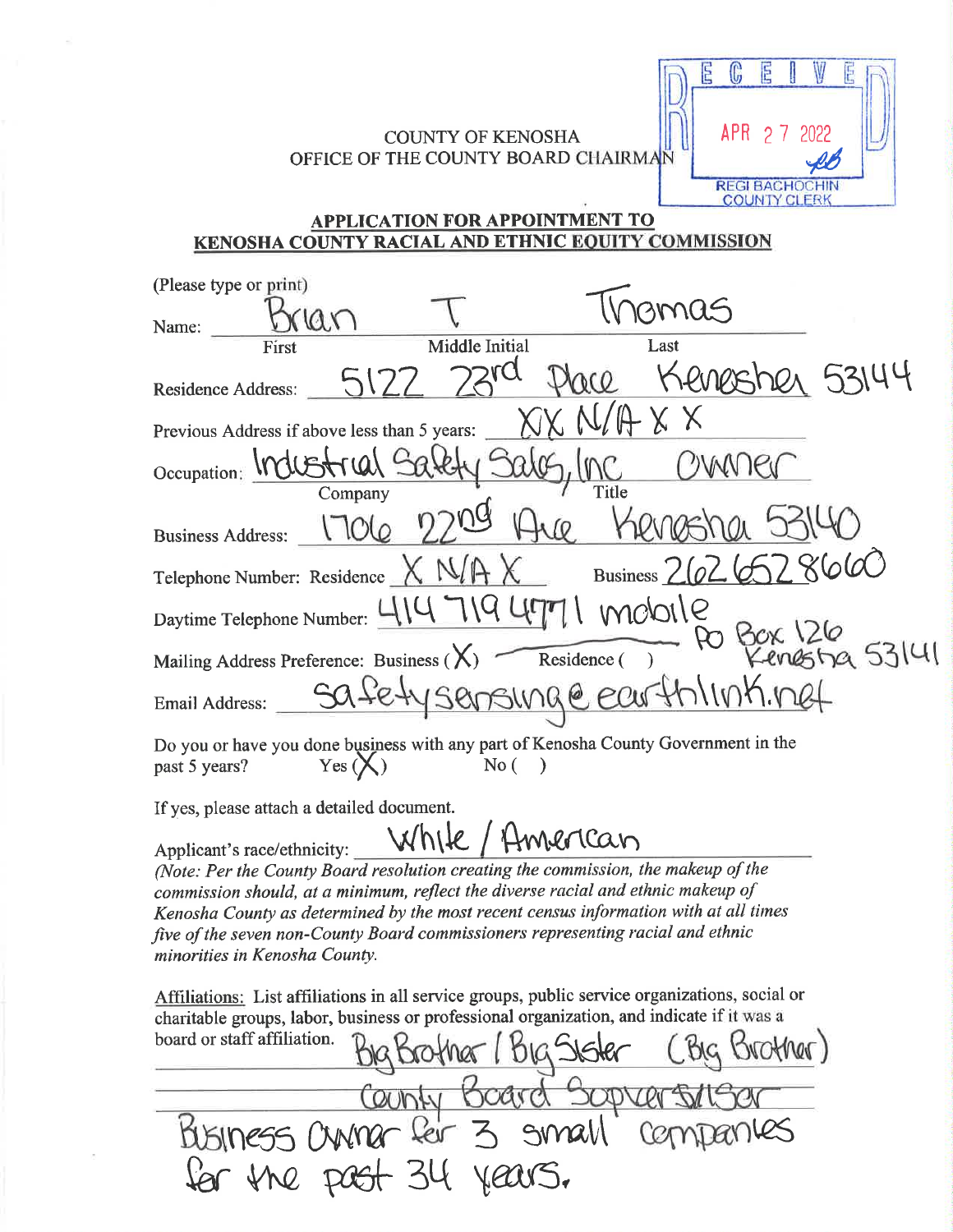RECEIVED
APR 27 2022
REGI BACHOCHIN
COUNTY CLERK

COUNTY OF KENOSHA
OFFICE OF THE COUNTY BOARD CHAIRMAN

## APPLICATION FOR APPOINTMENT TO KENOSHA COUNTY RACIAL AND ETHNIC EQUITY COMMISSION

(Please type or print)

Name: Brian (First) T (Middle Initial) Thomas (Last)

Residence Address: 5122 23rd Place Kenosha 53144

Previous Address if above less than 5 years: XX N/A X X

Occupation: Industrial Safety Sales, Inc (Company) Owner (Title)

Business Address: 1706 22nd Ave Kenosha 53140

Telephone Number: Residence X N/A X Business 262 652 8660

Daytime Telephone Number: 414 719 4771 mobile

Mailing Address Preference: Business (X) Residence ( ) PO Box 126 Kenosha 53141

Email Address: safetysensing@earthlink.net

Do you or have you done business with any part of Kenosha County Government in the past 5 years? Yes (X) No ( )

If yes, please attach a detailed document.

Applicant's race/ethnicity: White / American

*(Note: Per the County Board resolution creating the commission, the makeup of the commission should, at a minimum, reflect the diverse racial and ethnic makeup of Kenosha County as determined by the most recent census information with at all times five of the seven non-County Board commissioners representing racial and ethnic minorities in Kenosha County.*

Affiliations: List affiliations in all service groups, public service organizations, social or charitable groups, labor, business or professional organization, and indicate if it was a board or staff affiliation. Big Brother / Big Sister (Big Brother)

County Board Supervisor

Business Owner for 3 small companies for the past 34 years.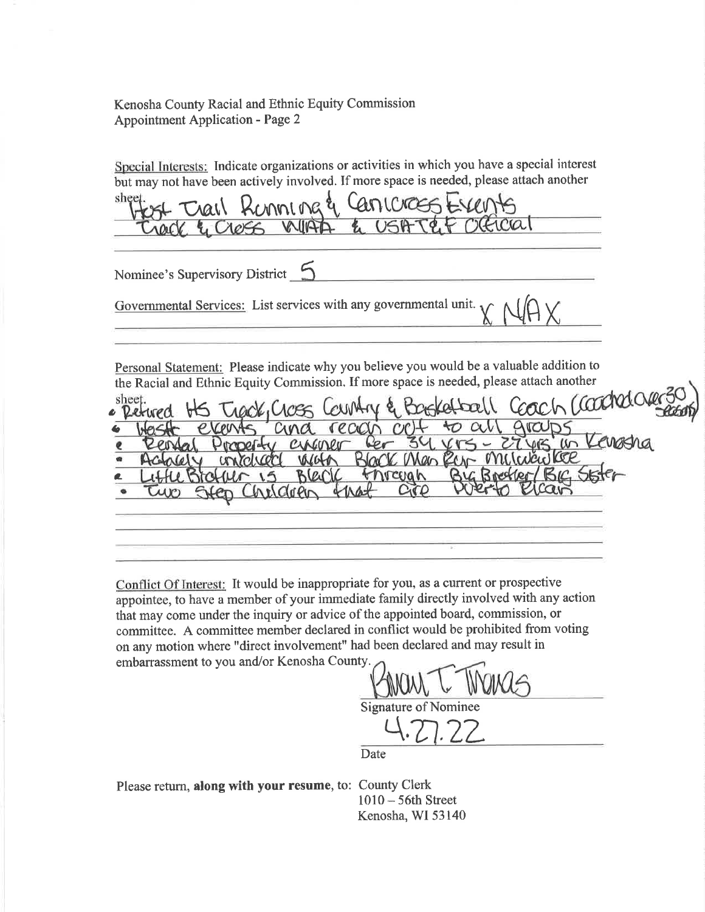Kenosha County Racial and Ethnic Equity Commission
Appointment Application - Page 2

Special Interests: Indicate organizations or activities in which you have a special interest but may not have been actively involved. If more space is needed, please attach another sheet.

Host Trail Running & Canicross Events
Track & Cross WIAA & USAT&F Official

Nominee's Supervisory District 5

Governmental Services: List services with any governmental unit. X N/A X

Personal Statement: Please indicate why you believe you would be a valuable addition to the Racial and Ethnic Equity Commission. If more space is needed, please attach another sheet.

- Retired HS Track, Cross Country & Basketball Coach (coached over 30 seasons)
- Host events and reach out to all groups
- Rental Property owner for 34 yrs - 27 yrs in Kenosha
- Actively involved with Black Man Run Milwaukee
- Little Brother is Black through Big Brother/Big Sister
- Two Step Children that are Puerto Rican

Conflict Of Interest: It would be inappropriate for you, as a current or prospective appointee, to have a member of your immediate family directly involved with any action that may come under the inquiry or advice of the appointed board, commission, or committee. A committee member declared in conflict would be prohibited from voting on any motion where "direct involvement" had been declared and may result in embarrassment to you and/or Kenosha County.

Brian T. Thomas
Signature of Nominee

4.27.22
Date

Please return, **along with your resume**, to: County Clerk
1010 – 56th Street
Kenosha, WI 53140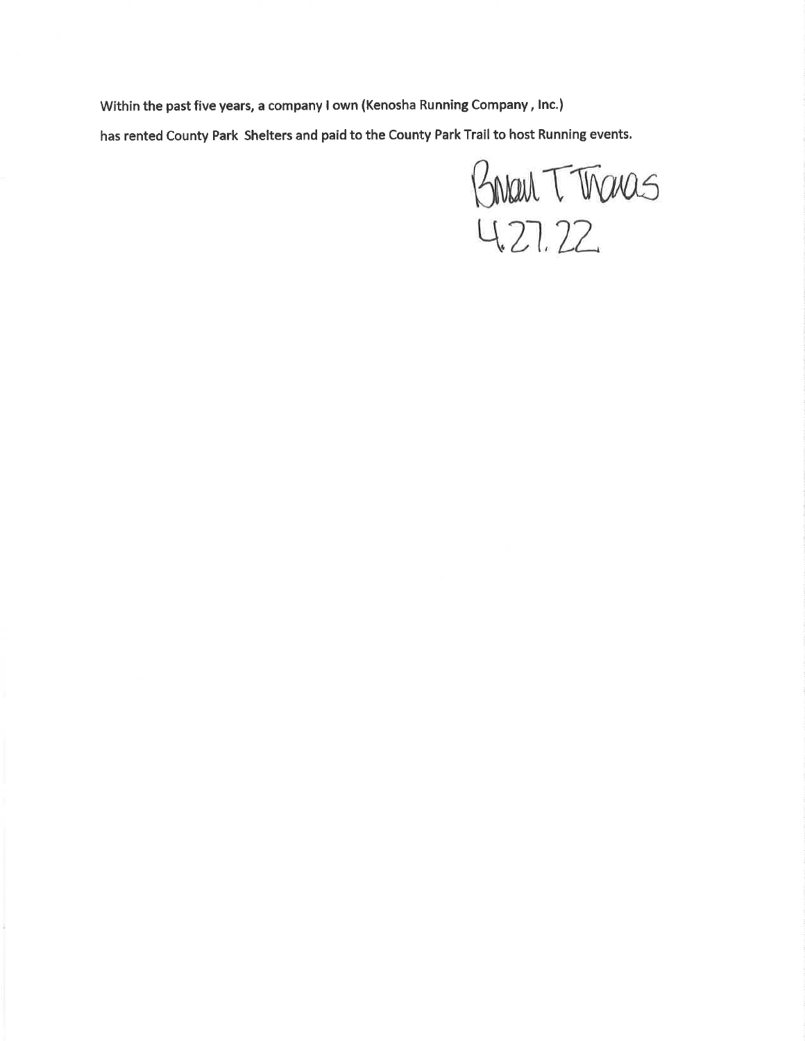Within the past five years, a company I own (Kenosha Running Company , Inc.)

has rented County Park Shelters and paid to the County Park Trail to host Running events.

Brian T Thomas
4.27.22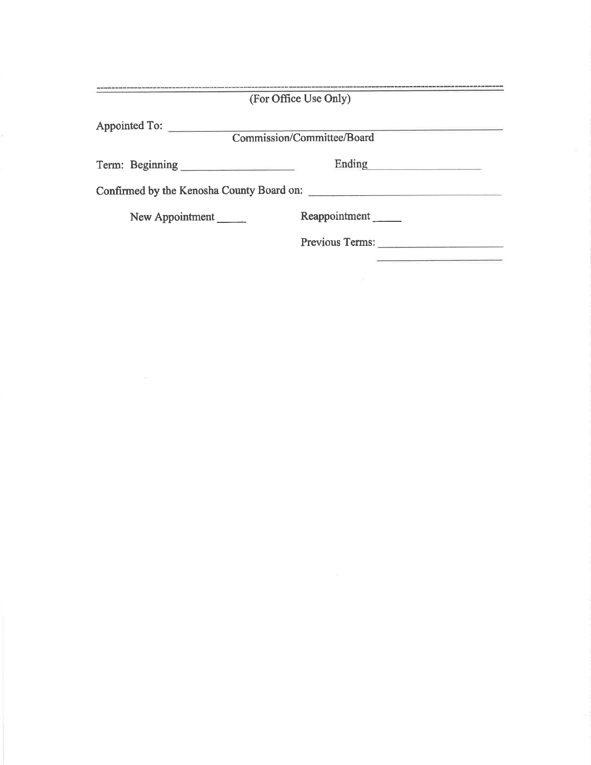(For Office Use Only)

Appointed To: ______________________________________________
Commission/Committee/Board

Term: Beginning ____________________ Ending ____________________

Confirmed by the Kenosha County Board on: ______________________________

New Appointment _____ Reappointment _____

Previous Terms: ______________________
______________________